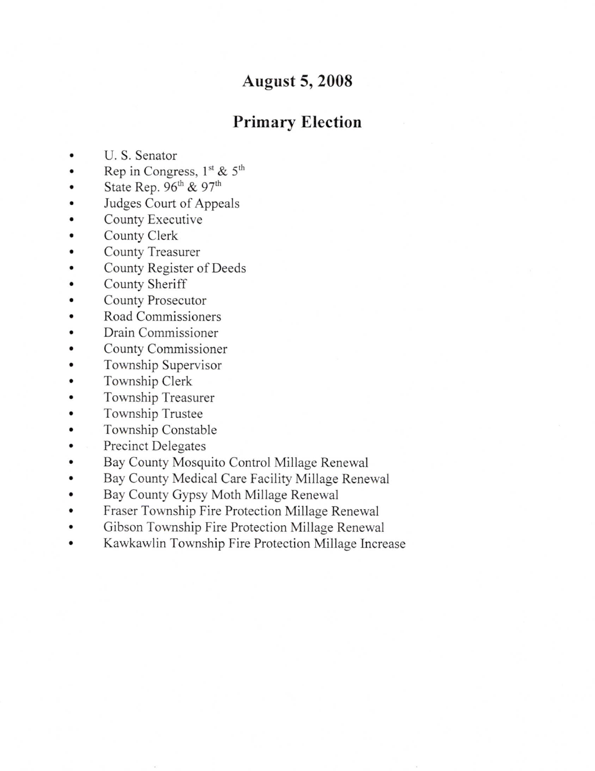# August 5, 2008

## Primary Election

- U. S. Senator
- Rep in Congress, 1st & 5th
- State Rep. 96th & 97th
- Judges Court of Appeals
- County Executive
- County Clerk
- County Treasurer
- County Register of Deeds
- County Sheriff
- County Prosecutor
- Road Commissioners
- Drain Commissioner
- County Commissioner
- Township Supervisor
- Township Clerk
- Township Treasurer
- Township Trustee
- Township Constable
- Precinct Delegates
- Bay County Mosquito Control Millage Renewal
- Bay County Medical Care Facility Millage Renewal
- Bay County Gypsy Moth Millage Renewal
- Fraser Township Fire Protection Millage Renewal
- Gibson Township Fire Protection Millage Renewal
- Kawkawlin Township Fire Protection Millage Increase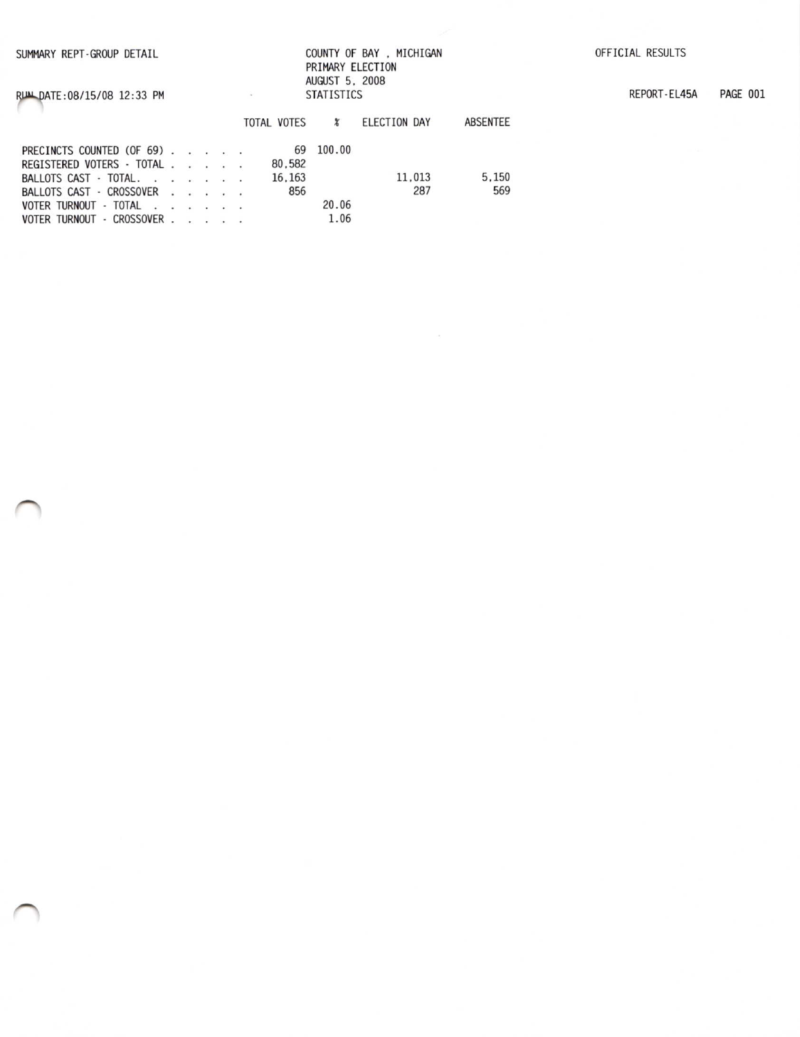SUMMARY REPT-GROUP DETAIL

COUNTY OF BAY , MICHIGAN
PRIMARY ELECTION
AUGUST 5, 2008
STATISTICS

OFFICIAL RESULTS

RUN DATE:08/15/08 12:33 PM

REPORT-EL45A PAGE 001

| | TOTAL VOTES | % | ELECTION DAY | ABSENTEE |
|---|---|---|---|---|
| PRECINCTS COUNTED (OF 69) . . . . . | 69 | 100.00 | | |
| REGISTERED VOTERS - TOTAL . . . . . | 80,582 | | | |
| BALLOTS CAST - TOTAL. . . . . . . | 16,163 | | 11,013 | 5,150 |
| BALLOTS CAST - CROSSOVER . . . . . | 856 | | 287 | 569 |
| VOTER TURNOUT - TOTAL . . . . . . | | 20.06 | | |
| VOTER TURNOUT - CROSSOVER . . . . . | | 1.06 | | |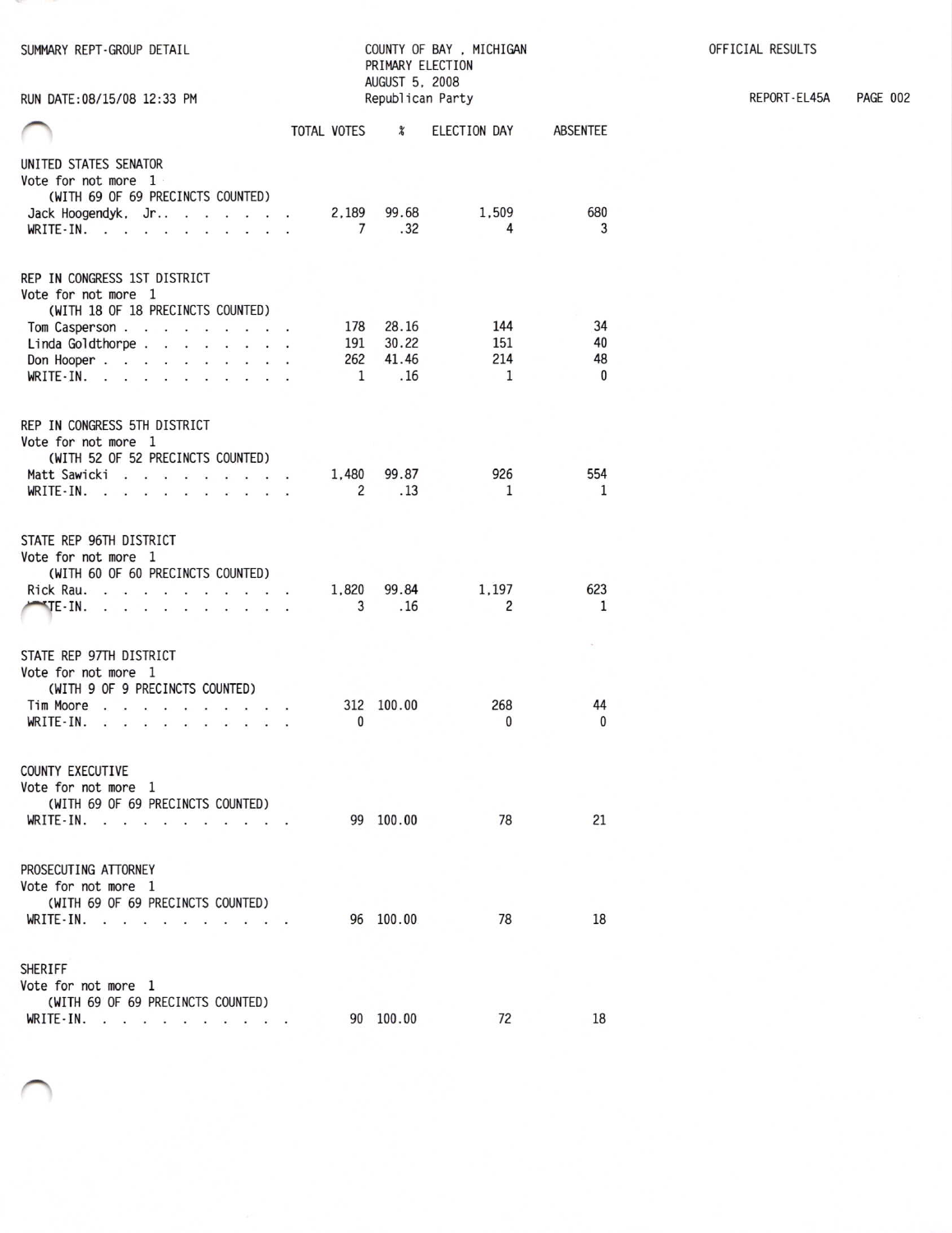SUMMARY REPT-GROUP DETAIL

COUNTY OF BAY , MICHIGAN
PRIMARY ELECTION
AUGUST 5, 2008
Republican Party

OFFICIAL RESULTS

RUN DATE:08/15/08 12:33 PM

REPORT-EL45A

| | TOTAL VOTES | % | ELECTION DAY | ABSENTEE |
|---|---|---|---|---|
| **UNITED STATES SENATOR** | | | | |
| Vote for not more 1 | | | | |
| (WITH 69 OF 69 PRECINCTS COUNTED) | | | | |
| Jack Hoogendyk, Jr.. | 2,189 | 99.68 | 1,509 | 680 |
| WRITE-IN. | 7 | .32 | 4 | 3 |
| **REP IN CONGRESS 1ST DISTRICT** | | | | |
| Vote for not more 1 | | | | |
| (WITH 18 OF 18 PRECINCTS COUNTED) | | | | |
| Tom Casperson | 178 | 28.16 | 144 | 34 |
| Linda Goldthorpe | 191 | 30.22 | 151 | 40 |
| Don Hooper | 262 | 41.46 | 214 | 48 |
| WRITE-IN. | 1 | .16 | 1 | 0 |
| **REP IN CONGRESS 5TH DISTRICT** | | | | |
| Vote for not more 1 | | | | |
| (WITH 52 OF 52 PRECINCTS COUNTED) | | | | |
| Matt Sawicki | 1,480 | 99.87 | 926 | 554 |
| WRITE-IN. | 2 | .13 | 1 | 1 |
| **STATE REP 96TH DISTRICT** | | | | |
| Vote for not more 1 | | | | |
| (WITH 60 OF 60 PRECINCTS COUNTED) | | | | |
| Rick Rau. | 1,820 | 99.84 | 1,197 | 623 |
| WRITE-IN. | 3 | .16 | 2 | 1 |
| **STATE REP 97TH DISTRICT** | | | | |
| Vote for not more 1 | | | | |
| (WITH 9 OF 9 PRECINCTS COUNTED) | | | | |
| Tim Moore | 312 | 100.00 | 268 | 44 |
| WRITE-IN. | 0 | | 0 | 0 |
| **COUNTY EXECUTIVE** | | | | |
| Vote for not more 1 | | | | |
| (WITH 69 OF 69 PRECINCTS COUNTED) | | | | |
| WRITE-IN. | 99 | 100.00 | 78 | 21 |
| **PROSECUTING ATTORNEY** | | | | |
| Vote for not more 1 | | | | |
| (WITH 69 OF 69 PRECINCTS COUNTED) | | | | |
| WRITE-IN. | 96 | 100.00 | 78 | 18 |
| **SHERIFF** | | | | |
| Vote for not more 1 | | | | |
| (WITH 69 OF 69 PRECINCTS COUNTED) | | | | |
| WRITE-IN. | 90 | 100.00 | 72 | 18 |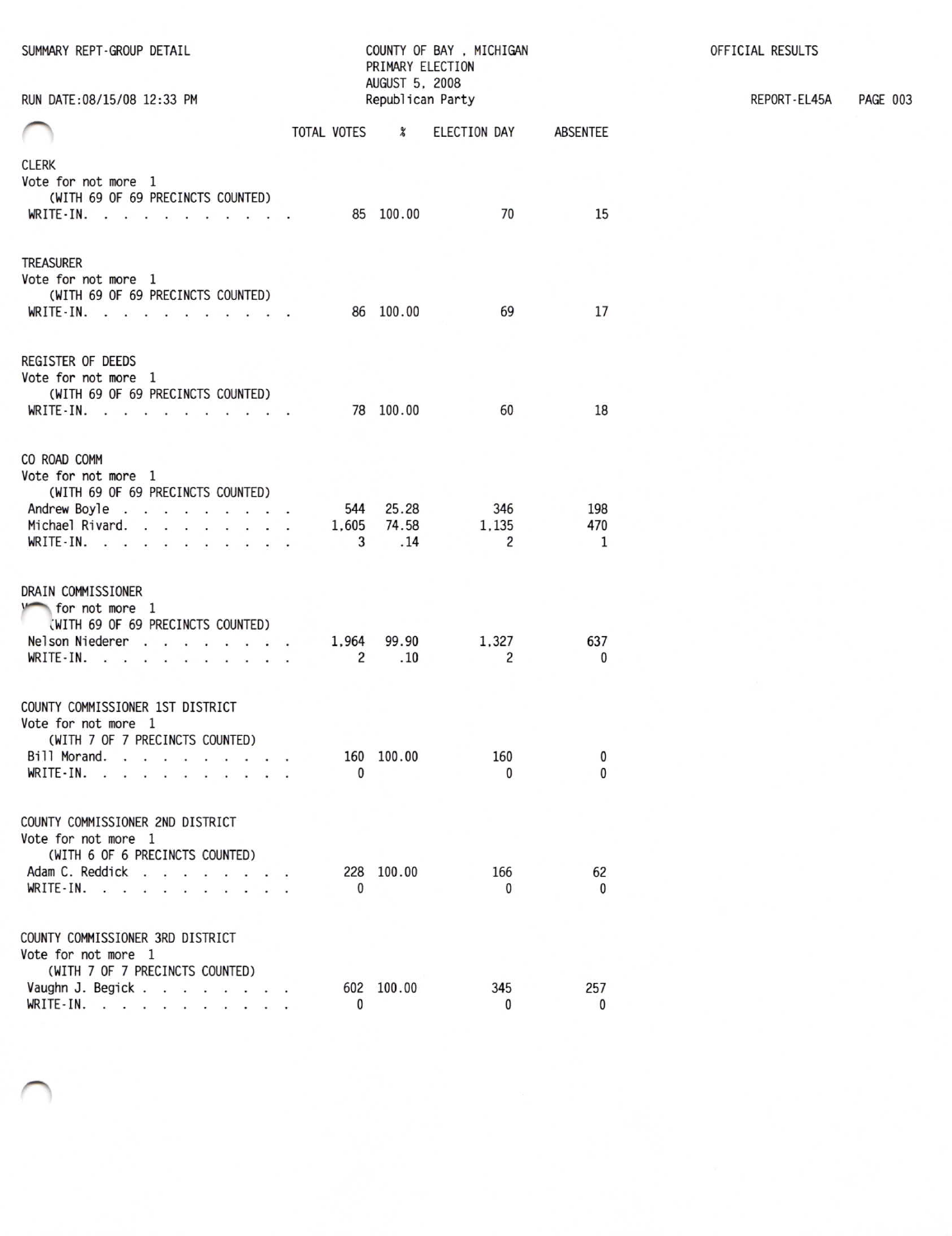SUMMARY REPT-GROUP DETAIL

COUNTY OF BAY , MICHIGAN
PRIMARY ELECTION
AUGUST 5, 2008
Republican Party

OFFICIAL RESULTS

RUN DATE:08/15/08 12:33 PM

REPORT-EL45A PAGE 003

| | TOTAL VOTES | % | ELECTION DAY | ABSENTEE |
|---|---|---|---|---|
| **CLERK** | | | | |
| Vote for not more 1 | | | | |
| (WITH 69 OF 69 PRECINCTS COUNTED) | | | | |
| WRITE-IN. . . . . . . . . . . . | 85 | 100.00 | 70 | 15 |
| **TREASURER** | | | | |
| Vote for not more 1 | | | | |
| (WITH 69 OF 69 PRECINCTS COUNTED) | | | | |
| WRITE-IN. . . . . . . . . . . . | 86 | 100.00 | 69 | 17 |
| **REGISTER OF DEEDS** | | | | |
| Vote for not more 1 | | | | |
| (WITH 69 OF 69 PRECINCTS COUNTED) | | | | |
| WRITE-IN. . . . . . . . . . . . | 78 | 100.00 | 60 | 18 |
| **CO ROAD COMM** | | | | |
| Vote for not more 1 | | | | |
| (WITH 69 OF 69 PRECINCTS COUNTED) | | | | |
| Andrew Boyle . . . . . . . . . | 544 | 25.28 | 346 | 198 |
| Michael Rivard. . . . . . . . . | 1,605 | 74.58 | 1,135 | 470 |
| WRITE-IN. . . . . . . . . . . . | 3 | .14 | 2 | 1 |
| **DRAIN COMMISSIONER** | | | | |
| Vote for not more 1 | | | | |
| (WITH 69 OF 69 PRECINCTS COUNTED) | | | | |
| Nelson Niederer . . . . . . . . | 1,964 | 99.90 | 1,327 | 637 |
| WRITE-IN. . . . . . . . . . . . | 2 | .10 | 2 | 0 |
| **COUNTY COMMISSIONER 1ST DISTRICT** | | | | |
| Vote for not more 1 | | | | |
| (WITH 7 OF 7 PRECINCTS COUNTED) | | | | |
| Bill Morand. . . . . . . . . . . | 160 | 100.00 | 160 | 0 |
| WRITE-IN. . . . . . . . . . . . | 0 | | 0 | 0 |
| **COUNTY COMMISSIONER 2ND DISTRICT** | | | | |
| Vote for not more 1 | | | | |
| (WITH 6 OF 6 PRECINCTS COUNTED) | | | | |
| Adam C. Reddick . . . . . . . . | 228 | 100.00 | 166 | 62 |
| WRITE-IN. . . . . . . . . . . . | 0 | | 0 | 0 |
| **COUNTY COMMISSIONER 3RD DISTRICT** | | | | |
| Vote for not more 1 | | | | |
| (WITH 7 OF 7 PRECINCTS COUNTED) | | | | |
| Vaughn J. Begick . . . . . . . . | 602 | 100.00 | 345 | 257 |
| WRITE-IN. . . . . . . . . . . . | 0 | | 0 | 0 |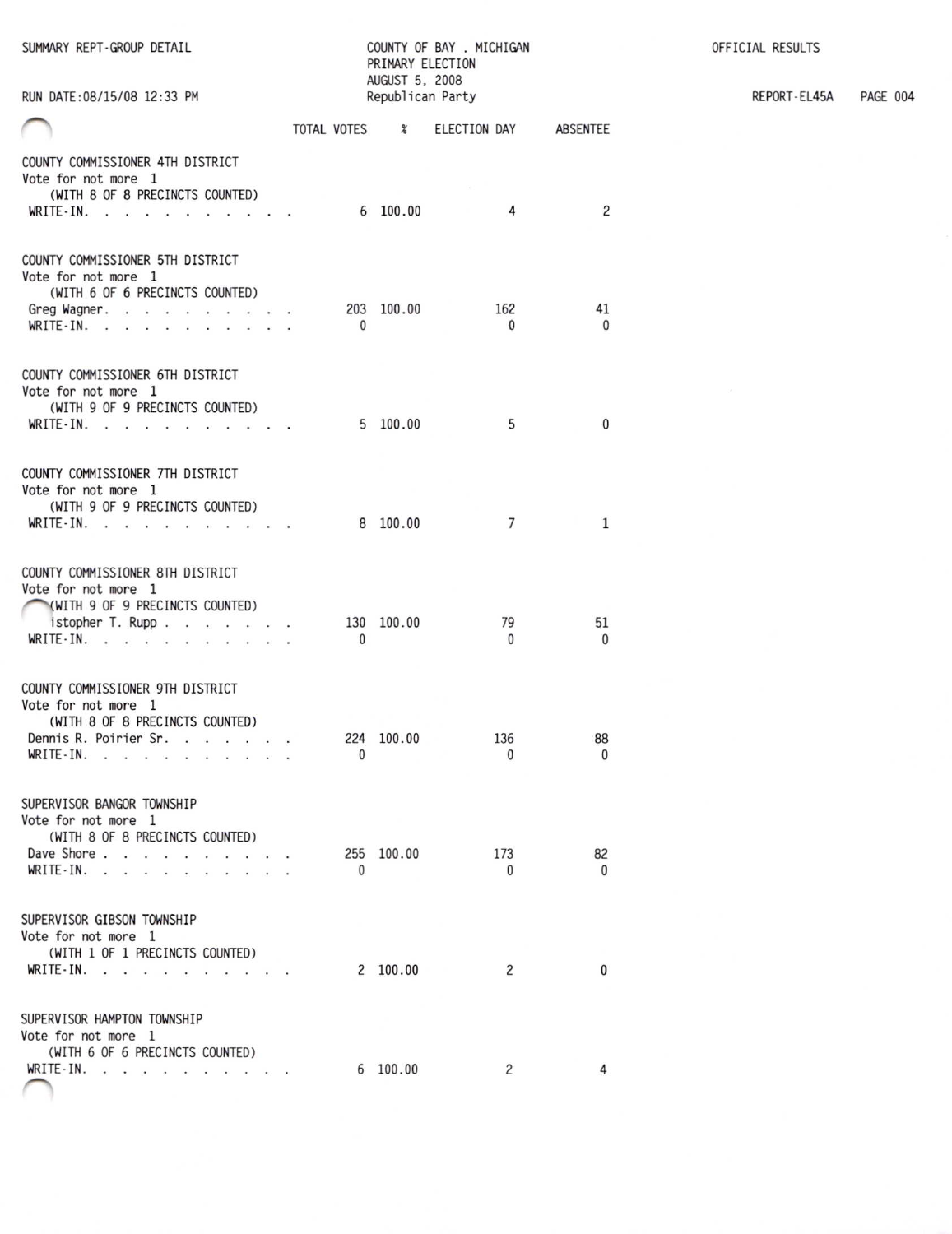SUMMARY REPT-GROUP DETAIL

RUN DATE:08/15/08 12:33 PM

COUNTY OF BAY , MICHIGAN
PRIMARY ELECTION
AUGUST 5, 2008
Republican Party

OFFICIAL RESULTS

REPORT-EL45A PAGE 004

| | TOTAL VOTES | % | ELECTION DAY | ABSENTEE |
|---|---|---|---|---|
| **COUNTY COMMISSIONER 4TH DISTRICT** | | | | |
| Vote for not more 1 | | | | |
| (WITH 8 OF 8 PRECINCTS COUNTED) | | | | |
| WRITE-IN. . . . . . . . . . . . | 6 | 100.00 | 4 | 2 |
| **COUNTY COMMISSIONER 5TH DISTRICT** | | | | |
| Vote for not more 1 | | | | |
| (WITH 6 OF 6 PRECINCTS COUNTED) | | | | |
| Greg Wagner. . . . . . . . . . . | 203 | 100.00 | 162 | 41 |
| WRITE-IN. . . . . . . . . . . . | 0 | | 0 | 0 |
| **COUNTY COMMISSIONER 6TH DISTRICT** | | | | |
| Vote for not more 1 | | | | |
| (WITH 9 OF 9 PRECINCTS COUNTED) | | | | |
| WRITE-IN. . . . . . . . . . . . | 5 | 100.00 | 5 | 0 |
| **COUNTY COMMISSIONER 7TH DISTRICT** | | | | |
| Vote for not more 1 | | | | |
| (WITH 9 OF 9 PRECINCTS COUNTED) | | | | |
| WRITE-IN. . . . . . . . . . . . | 8 | 100.00 | 7 | 1 |
| **COUNTY COMMISSIONER 8TH DISTRICT** | | | | |
| Vote for not more 1 | | | | |
| (WITH 9 OF 9 PRECINCTS COUNTED) | | | | |
| istopher T. Rupp . . . . . . . . | 130 | 100.00 | 79 | 51 |
| WRITE-IN. . . . . . . . . . . . | 0 | | 0 | 0 |
| **COUNTY COMMISSIONER 9TH DISTRICT** | | | | |
| Vote for not more 1 | | | | |
| (WITH 8 OF 8 PRECINCTS COUNTED) | | | | |
| Dennis R. Poirier Sr. . . . . . . | 224 | 100.00 | 136 | 88 |
| WRITE-IN. . . . . . . . . . . . | 0 | | 0 | 0 |
| **SUPERVISOR BANGOR TOWNSHIP** | | | | |
| Vote for not more 1 | | | | |
| (WITH 8 OF 8 PRECINCTS COUNTED) | | | | |
| Dave Shore . . . . . . . . . . . | 255 | 100.00 | 173 | 82 |
| WRITE-IN. . . . . . . . . . . . | 0 | | 0 | 0 |
| **SUPERVISOR GIBSON TOWNSHIP** | | | | |
| Vote for not more 1 | | | | |
| (WITH 1 OF 1 PRECINCTS COUNTED) | | | | |
| WRITE-IN. . . . . . . . . . . . | 2 | 100.00 | 2 | 0 |
| **SUPERVISOR HAMPTON TOWNSHIP** | | | | |
| Vote for not more 1 | | | | |
| (WITH 6 OF 6 PRECINCTS COUNTED) | | | | |
| WRITE-IN. . . . . . . . . . . . | 6 | 100.00 | 2 | 4 |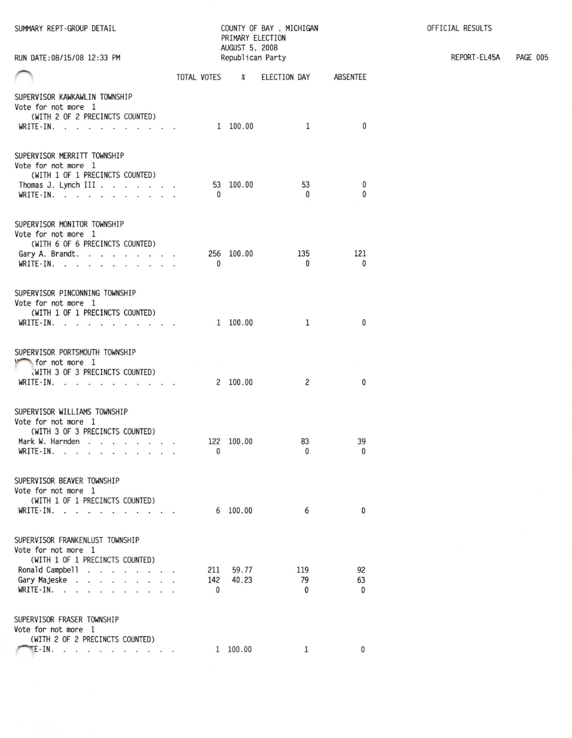SUMMARY REPT-GROUP DETAIL

COUNTY OF BAY , MICHIGAN
PRIMARY ELECTION
AUGUST 5, 2008
Republican Party

OFFICIAL RESULTS

RUN DATE:08/15/08 12:33 PM

REPORT-EL45A

| | TOTAL VOTES | % | ELECTION DAY | ABSENTEE |
|---|---|---|---|---|
| **SUPERVISOR KAWKAWLIN TOWNSHIP** | | | | |
| Vote for not more 1 | | | | |
| (WITH 2 OF 2 PRECINCTS COUNTED) | | | | |
| WRITE-IN. . . . . . . . . . . | 1 | 100.00 | 1 | 0 |
| **SUPERVISOR MERRITT TOWNSHIP** | | | | |
| Vote for not more 1 | | | | |
| (WITH 1 OF 1 PRECINCTS COUNTED) | | | | |
| Thomas J. Lynch III . . . . . . . | 53 | 100.00 | 53 | 0 |
| WRITE-IN. . . . . . . . . . . | 0 | | 0 | 0 |
| **SUPERVISOR MONITOR TOWNSHIP** | | | | |
| Vote for not more 1 | | | | |
| (WITH 6 OF 6 PRECINCTS COUNTED) | | | | |
| Gary A. Brandt. . . . . . . . . | 256 | 100.00 | 135 | 121 |
| WRITE-IN. . . . . . . . . . . | 0 | | 0 | 0 |
| **SUPERVISOR PINCONNING TOWNSHIP** | | | | |
| Vote for not more 1 | | | | |
| (WITH 1 OF 1 PRECINCTS COUNTED) | | | | |
| WRITE-IN. . . . . . . . . . . | 1 | 100.00 | 1 | 0 |
| **SUPERVISOR PORTSMOUTH TOWNSHIP** | | | | |
| Vote for not more 1 | | | | |
| (WITH 3 OF 3 PRECINCTS COUNTED) | | | | |
| WRITE-IN. . . . . . . . . . . | 2 | 100.00 | 2 | 0 |
| **SUPERVISOR WILLIAMS TOWNSHIP** | | | | |
| Vote for not more 1 | | | | |
| (WITH 3 OF 3 PRECINCTS COUNTED) | | | | |
| Mark W. Harnden . . . . . . . . | 122 | 100.00 | 83 | 39 |
| WRITE-IN. . . . . . . . . . . | 0 | | 0 | 0 |
| **SUPERVISOR BEAVER TOWNSHIP** | | | | |
| Vote for not more 1 | | | | |
| (WITH 1 OF 1 PRECINCTS COUNTED) | | | | |
| WRITE-IN. . . . . . . . . . . | 6 | 100.00 | 6 | 0 |
| **SUPERVISOR FRANKENLUST TOWNSHIP** | | | | |
| Vote for not more 1 | | | | |
| (WITH 1 OF 1 PRECINCTS COUNTED) | | | | |
| Ronald Campbell . . . . . . . . | 211 | 59.77 | 119 | 92 |
| Gary Majeske . . . . . . . . . | 142 | 40.23 | 79 | 63 |
| WRITE-IN. . . . . . . . . . . | 0 | | 0 | 0 |
| **SUPERVISOR FRASER TOWNSHIP** | | | | |
| Vote for not more 1 | | | | |
| (WITH 2 OF 2 PRECINCTS COUNTED) | | | | |
| WRITE-IN. . . . . . . . . . . | 1 | 100.00 | 1 | 0 |